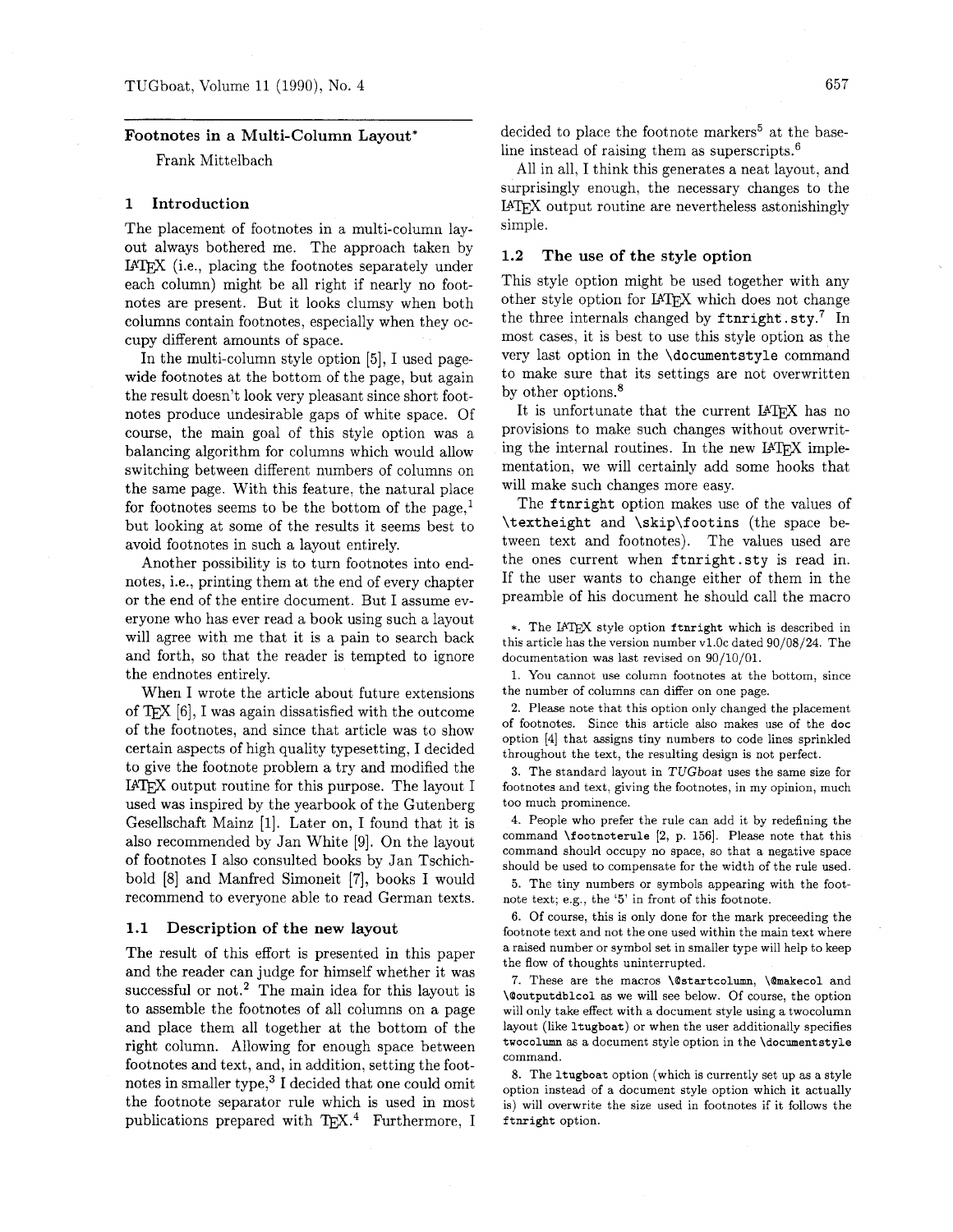## Footnotes in a Multi-Column Layout*

Frank Mittelbach

### 1 Introduction

The placement of footnotes in a multi-column layout always bothered me. The approach taken by LaTeX (i.e., placing the footnotes separately under each column) might be all right if nearly no footnotes are present. But it looks clumsy when both columns contain footnotes, especially when they occupy different amounts of space.

In the multi-column style option [5], I used page-wide footnotes at the bottom of the page, but again the result doesn't look very pleasant since short footnotes produce undesirable gaps of white space. Of course, the main goal of this style option was a balancing algorithm for columns which would allow switching between different numbers of columns on the same page. With this feature, the natural place for footnotes seems to be the bottom of the page,[1] but looking at some of the results it seems best to avoid footnotes in such a layout entirely.

Another possibility is to turn footnotes into endnotes, i.e., printing them at the end of every chapter or the end of the entire document. But I assume everyone who has ever read a book using such a layout will agree with me that it is a pain to search back and forth, so that the reader is tempted to ignore the endnotes entirely.

When I wrote the article about future extensions of TeX [6], I was again dissatisfied with the outcome of the footnotes, and since that article was to show certain aspects of high quality typesetting, I decided to give the footnote problem a try and modified the LaTeX output routine for this purpose. The layout I used was inspired by the yearbook of the Gutenberg Gesellschaft Mainz [1]. Later on, I found that it is also recommended by Jan White [9]. On the layout of footnotes I also consulted books by Jan Tschichbold [8] and Manfred Simoneit [7], books I would recommend to everyone able to read German texts.

#### 1.1 Description of the new layout

The result of this effort is presented in this paper and the reader can judge for himself whether it was successful or not.[2] The main idea for this layout is to assemble the footnotes of all columns on a page and place them all together at the bottom of the right column. Allowing for enough space between footnotes and text, and, in addition, setting the footnotes in smaller type,[3] I decided that one could omit the footnote separator rule which is used in most publications prepared with TeX.[4] Furthermore, I decided to place the footnote markers[5] at the baseline instead of raising them as superscripts.[6]

All in all, I think this generates a neat layout, and surprisingly enough, the necessary changes to the LaTeX output routine are nevertheless astonishingly simple.

#### 1.2 The use of the style option

This style option might be used together with any other style option for LaTeX which does not change the three internals changed by `ftnright.sty`.[7] In most cases, it is best to use this style option as the very last option in the `\documentstyle` command to make sure that its settings are not overwritten by other options.[8]

It is unfortunate that the current LaTeX has no provisions to make such changes without overwriting the internal routines. In the new LaTeX implementation, we will certainly add some hooks that will make such changes more easy.

The `ftnright` option makes use of the values of `\textheight` and `\skip\footins` (the space between text and footnotes). The values used are the ones current when `ftnright.sty` is read in. If the user wants to change either of them in the preamble of his document he should call the macro

---

*. The LaTeX style option `ftnright` which is described in this article has the version number v1.0c dated 90/08/24. The documentation was last revised on 90/10/01.

1. You cannot use column footnotes at the bottom, since the number of columns can differ on one page.

2. Please note that this option only changed the placement of footnotes. Since this article also makes use of the `doc` option [4] that assigns tiny numbers to code lines sprinkled throughout the text, the resulting design is not perfect.

3. The standard layout in *TUGboat* uses the same size for footnotes and text, giving the footnotes, in my opinion, much too much prominence.

4. People who prefer the rule can add it by redefining the command `\footnoterule` [2, p. 156]. Please note that this command should occupy no space, so that a negative space should be used to compensate for the width of the rule used.

5. The tiny numbers or symbols appearing with the footnote text; e.g., the '5' in front of this footnote.

6. Of course, this is only done for the mark preceeding the footnote text and not the one used within the main text where a raised number or symbol set in smaller type will help to keep the flow of thoughts uninterrupted.

7. These are the macros `\@startcolumn`, `\@makecol` and `\@outputdblcol` as we will see below. Of course, the option will only take effect with a document style using a twocolumn layout (like `ltugboat`) or when the user additionally specifies `twocolumn` as a document style option in the `\documentstyle` command.

8. The `ltugboat` option (which is currently set up as a style option instead of a document style option which it actually is) will overwrite the size used in footnotes if it follows the `ftnright` option.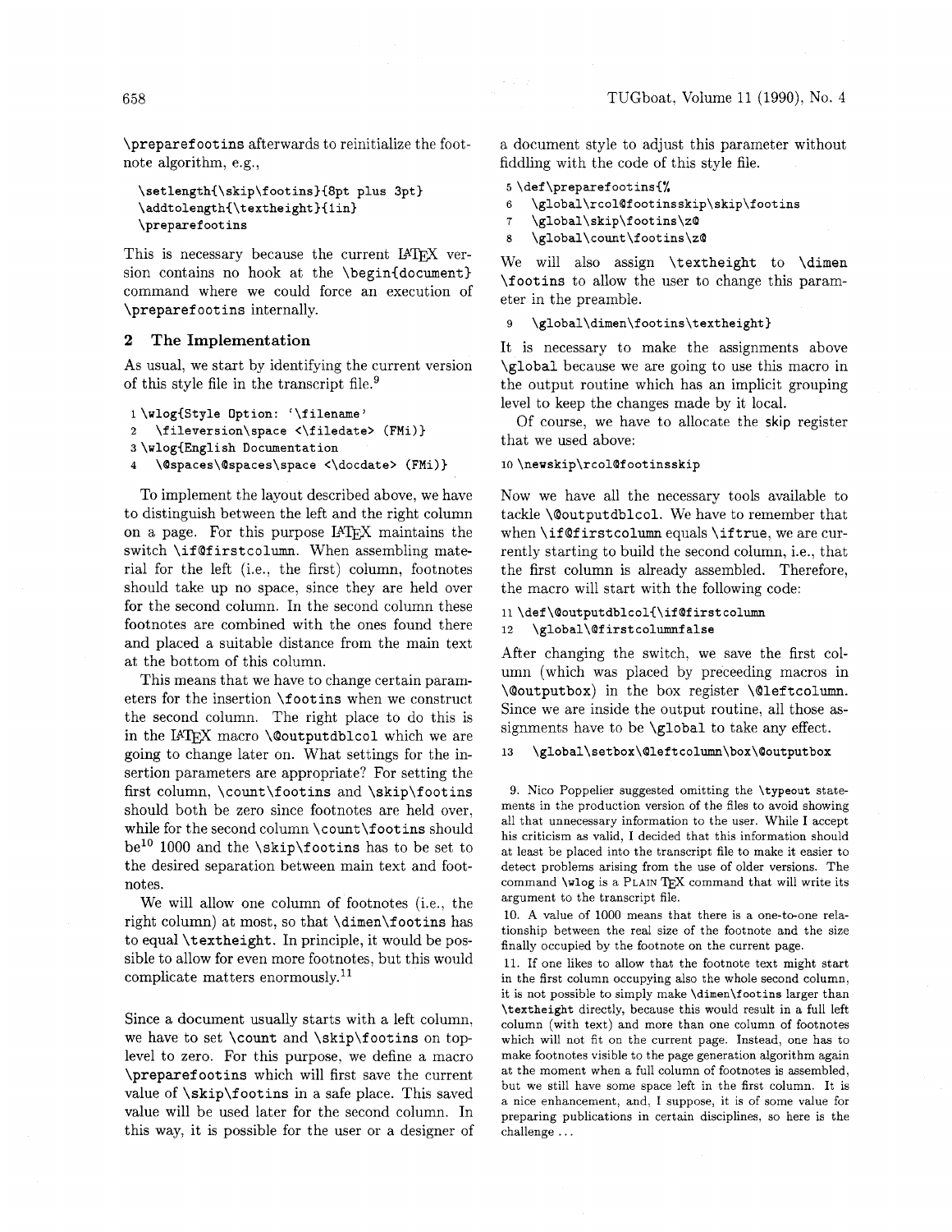\preparefootins afterwards to reinitialize the footnote algorithm, e.g.,

```
\setlength{\skip\footins}{8pt plus 3pt}
\addtolength{\textheight}{1in}
\preparefootins
```

This is necessary because the current LaTeX version contains no hook at the \begin{document} command where we could force an execution of \preparefootins internally.

## 2 The Implementation

As usual, we start by identifying the current version of this style file in the transcript file.[9]

```
1 \wlog{Style Option: `\filename'
2   \fileversion\space <\filedate> (FMi)}
3 \wlog{English Documentation
4   \@spaces\@spaces\space <\docdate> (FMi)}
```

To implement the layout described above, we have to distinguish between the left and the right column on a page. For this purpose LaTeX maintains the switch \if@firstcolumn. When assembling material for the left (i.e., the first) column, footnotes should take up no space, since they are held over for the second column. In the second column these footnotes are combined with the ones found there and placed a suitable distance from the main text at the bottom of this column.

This means that we have to change certain parameters for the insertion \footins when we construct the second column. The right place to do this is in the LaTeX macro \@outputdblcol which we are going to change later on. What settings for the insertion parameters are appropriate? For setting the first column, \count\footins and \skip\footins should both be zero since footnotes are held over, while for the second column \count\footins should be[10] 1000 and the \skip\footins has to be set to the desired separation between main text and footnotes.

We will allow one column of footnotes (i.e., the right column) at most, so that \dimen\footins has to equal \textheight. In principle, it would be possible to allow for even more footnotes, but this would complicate matters enormously.[11]

Since a document usually starts with a left column, we have to set \count and \skip\footins on top-level to zero. For this purpose, we define a macro \preparefootins which will first save the current value of \skip\footins in a safe place. This saved value will be used later for the second column. In this way, it is possible for the user or a designer of a document style to adjust this parameter without fiddling with the code of this style file.

```
5 \def\preparefootins{%
6   \global\rcol@footinsskip\skip\footins
7   \global\skip\footins\z@
8   \global\count\footins\z@
```

We will also assign \textheight to \dimen \footins to allow the user to change this parameter in the preamble.

```
9   \global\dimen\footins\textheight}
```

It is necessary to make the assignments above \global because we are going to use this macro in the output routine which has an implicit grouping level to keep the changes made by it local.

Of course, we have to allocate the skip register that we used above:

```
10 \newskip\rcol@footinsskip
```

Now we have all the necessary tools available to tackle \@outputdblcol. We have to remember that when \if@firstcolumn equals \iftrue, we are currently starting to build the second column, i.e., that the first column is already assembled. Therefore, the macro will start with the following code:

```
11 \def\@outputdblcol{\if@firstcolumn
12   \global\@firstcolumnfalse
```

After changing the switch, we save the first column (which was placed by preceeding macros in \@outputbox) in the box register \@leftcolumn. Since we are inside the output routine, all those assignments have to be \global to take any effect.

```
13   \global\setbox\@leftcolumn\box\@outputbox
```

9. Nico Poppelier suggested omitting the \typeout statements in the production version of the files to avoid showing all that unnecessary information to the user. While I accept his criticism as valid, I decided that this information should at least be placed into the transcript file to make it easier to detect problems arising from the use of older versions. The command \wlog is a PLAIN TeX command that will write its argument to the transcript file.

10. A value of 1000 means that there is a one-to-one relationship between the real size of the footnote and the size finally occupied by the footnote on the current page.

11. If one likes to allow that the footnote text might start in the first column occupying also the whole second column, it is not possible to simply make \dimen\footins larger than \textheight directly, because this would result in a full left column (with text) and more than one column of footnotes which will not fit on the current page. Instead, one has to make footnotes visible to the page generation algorithm again at the moment when a full column of footnotes is assembled, but we still have some space left in the first column. It is a nice enhancement, and, I suppose, it is of some value for preparing publications in certain disciplines, so here is the challenge ...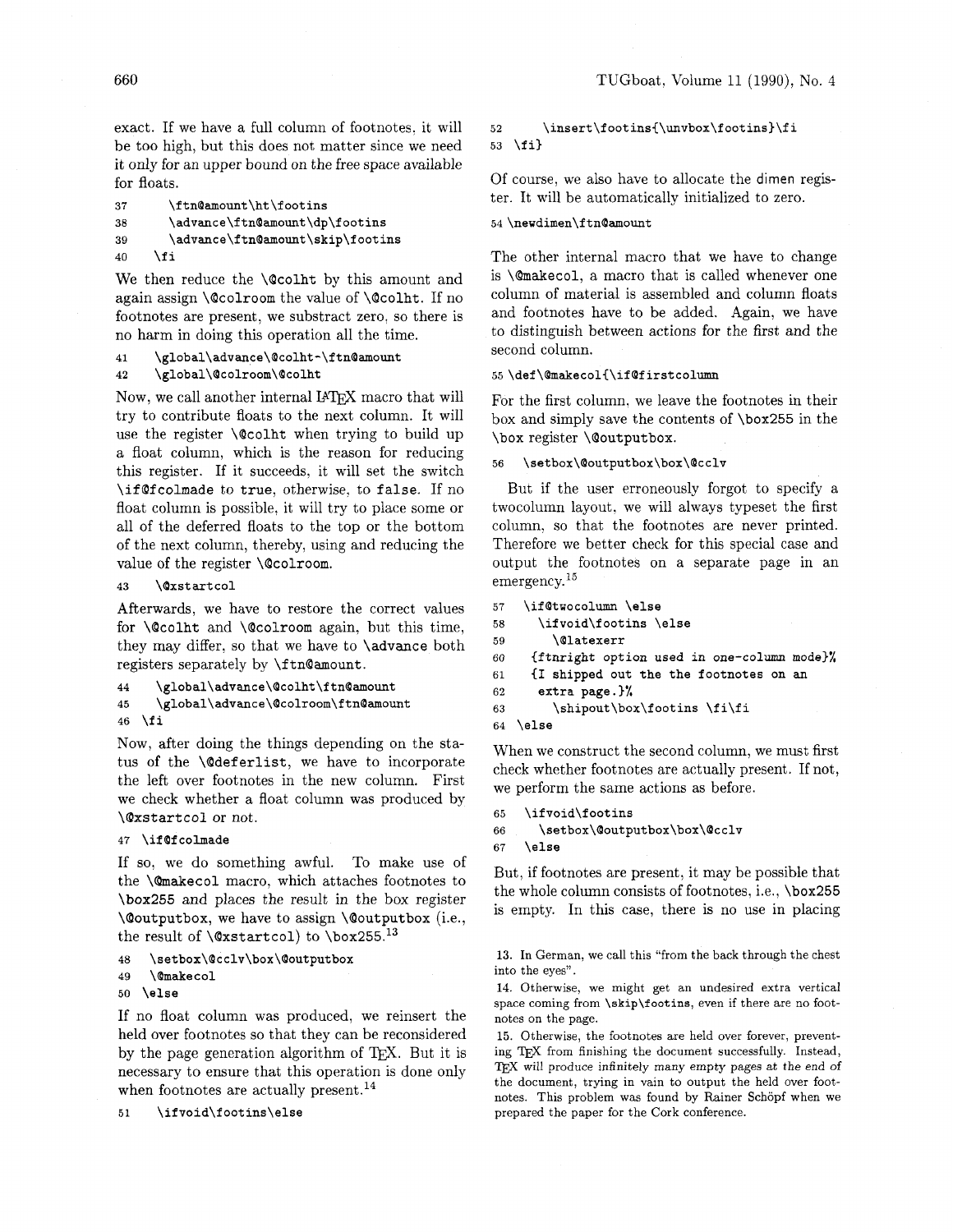exact. If we have a full column of footnotes, it will be too high, but this does not matter since we need it only for an upper bound on the free space available for floats.

```
37      \ftn@amount\ht\footins
38      \advance\ftn@amount\dp\footins
39      \advance\ftn@amount\skip\footins
40    \fi
```

We then reduce the `\@colht` by this amount and again assign `\@colroom` the value of `\@colht`. If no footnotes are present, we substract zero, so there is no harm in doing this operation all the time.

```
41    \global\advance\@colht-\ftn@amount
42    \global\@colroom\@colht
```

Now, we call another internal LaTeX macro that will try to contribute floats to the next column. It will use the register `\@colht` when trying to build up a float column, which is the reason for reducing this register. If it succeeds, it will set the switch `\if@fcolmade` to `true`, otherwise, to `false`. If no float column is possible, it will try to place some or all of the deferred floats to the top or the bottom of the next column, thereby, using and reducing the value of the register `\@colroom`.

```
43    \@xstartcol
```

Afterwards, we have to restore the correct values for `\@colht` and `\@colroom` again, but this time, they may differ, so that we have to `\advance` both registers separately by `\ftn@amount`.

```
44    \global\advance\@colht\ftn@amount
45    \global\advance\@colroom\ftn@amount
46  \fi
```

Now, after doing the things depending on the status of the `\@deferlist`, we have to incorporate the left over footnotes in the new column. First we check whether a float column was produced by `\@xstartcol` or not.

```
47  \if@fcolmade
```

If so, we do something awful. To make use of the `\@makecol` macro, which attaches footnotes to `\box255` and places the result in the box register `\@outputbox`, we have to assign `\@outputbox` (i.e., the result of `\@xstartcol`) to `\box255`.[13]

```
48    \setbox\@cclv\box\@outputbox
49    \@makecol
50  \else
```

If no float column was produced, we reinsert the held over footnotes so that they can be reconsidered by the page generation algorithm of TeX. But it is necessary to ensure that this operation is done only when footnotes are actually present.[14]

```
51    \ifvoid\footins\else
52      \insert\footins{\unvbox\footins}\fi
53  \fi}
```

Of course, we also have to allocate the dimen register. It will be automatically initialized to zero.

```
54 \newdimen\ftn@amount
```

The other internal macro that we have to change is `\@makecol`, a macro that is called whenever one column of material is assembled and column floats and footnotes have to be added. Again, we have to distinguish between actions for the first and the second column.

```
55 \def\@makecol{\if@firstcolumn
```

For the first column, we leave the footnotes in their box and simply save the contents of `\box255` in the `\box` register `\@outputbox`.

```
56    \setbox\@outputbox\box\@cclv
```

But if the user erroneously forgot to specify a twocolumn layout, we will always typeset the first column, so that the footnotes are never printed. Therefore we better check for this special case and output the footnotes on a separate page in an emergency.[15]

```
57    \if@twocolumn \else
58      \ifvoid\footins \else
59        \@latexerr
60     {ftnright option used in one-column mode}%
61     {I shipped out the the footnotes on an
62      extra page.}%
63        \shipout\box\footins \fi\fi
64  \else
```

When we construct the second column, we must first check whether footnotes are actually present. If not, we perform the same actions as before.

```
65    \ifvoid\footins
66      \setbox\@outputbox\box\@cclv
67    \else
```

But, if footnotes are present, it may be possible that the whole column consists of footnotes, i.e., `\box255` is empty. In this case, there is no use in placing

---

13. In German, we call this "from the back through the chest into the eyes".

14. Otherwise, we might get an undesired extra vertical space coming from `\skip\footins`, even if there are no footnotes on the page.

15. Otherwise, the footnotes are held over forever, preventing TeX from finishing the document successfully. Instead, TeX will produce infinitely many empty pages at the end of the document, trying in vain to output the held over footnotes. This problem was found by Rainer Schöpf when we prepared the paper for the Cork conference.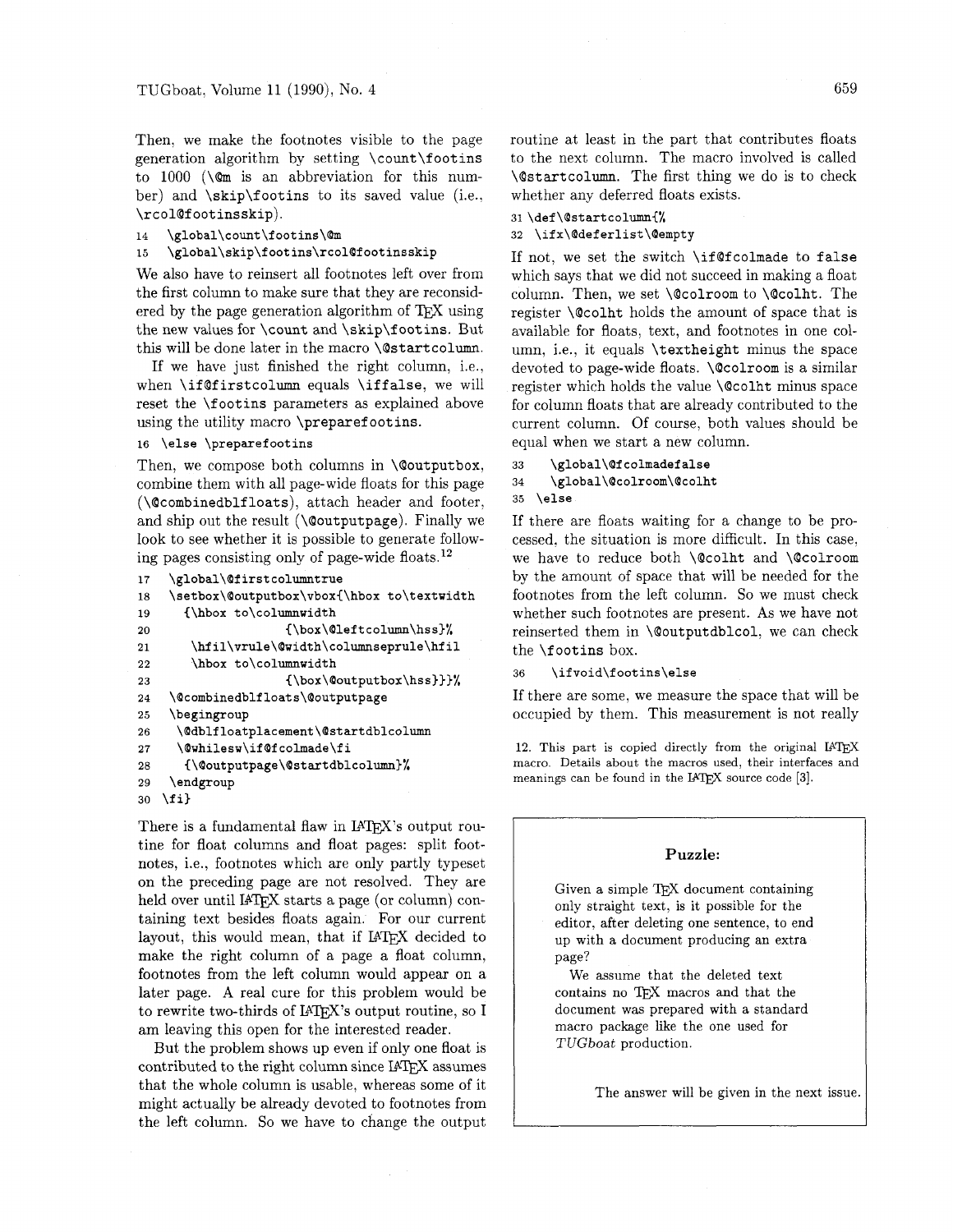Then, we make the footnotes visible to the page generation algorithm by setting `\count\footins` to 1000 (`\@m` is an abbreviation for this number) and `\skip\footins` to its saved value (i.e., `\rcol@footinsskip`).

```
14   \global\count\footins\@m
15   \global\skip\footins\rcol@footinsskip
```

We also have to reinsert all footnotes left over from the first column to make sure that they are reconsidered by the page generation algorithm of TeX using the new values for `\count` and `\skip\footins`. But this will be done later in the macro `\@startcolumn`.

If we have just finished the right column, i.e., when `\if@firstcolumn` equals `\iffalse`, we will reset the `\footins` parameters as explained above using the utility macro `\preparefootins`.

```
16 \else \preparefootins
```

Then, we compose both columns in `\@outputbox`, combine them with all page-wide floats for this page (`\@combinedblfloats`), attach header and footer, and ship out the result (`\@outputpage`). Finally we look to see whether it is possible to generate following pages consisting only of page-wide floats.[12]

```
17   \global\@firstcolumntrue
18   \setbox\@outputbox\vbox{\hbox to\textwidth
19      {\hbox to\columnwidth
20                     {\box\@leftcolumn\hss}%
21       \hfil\vrule\@width\columnseprule\hfil
22       \hbox to\columnwidth
23                     {\box\@outputbox\hss}}}%
24   \@combinedblfloats\@outputpage
25   \begingroup
26     \@dblfloatplacement\@startdblcolumn
27     \@whilesw\if@fcolmade\fi
28       {\@outputpage\@startdblcolumn}%
29   \endgroup
30 \fi}
```

There is a fundamental flaw in LaTeX's output routine for float columns and float pages: split footnotes, i.e., footnotes which are only partly typeset on the preceding page are not resolved. They are held over until LaTeX starts a page (or column) containing text besides floats again. For our current layout, this would mean, that if LaTeX decided to make the right column of a page a float column, footnotes from the left column would appear on a later page. A real cure for this problem would be to rewrite two-thirds of LaTeX's output routine, so I am leaving this open for the interested reader.

But the problem shows up even if only one float is contributed to the right column since LaTeX assumes that the whole column is usable, whereas some of it might actually be already devoted to footnotes from the left column. So we have to change the output routine at least in the part that contributes floats to the next column. The macro involved is called `\@startcolumn`. The first thing we do is to check whether any deferred floats exists.

```
31 \def\@startcolumn{%
32  \ifx\@deferlist\@empty
```

If not, we set the switch `\if@fcolmade` to `false` which says that we did not succeed in making a float column. Then, we set `\@colroom` to `\@colht`. The register `\@colht` holds the amount of space that is available for floats, text, and footnotes in one column, i.e., it equals `\textheight` minus the space devoted to page-wide floats. `\@colroom` is a similar register which holds the value `\@colht` minus space for column floats that are already contributed to the current column. Of course, both values should be equal when we start a new column.

```
33     \global\@fcolmadefalse
34     \global\@colroom\@colht
35  \else
```

If there are floats waiting for a change to be processed, the situation is more difficult. In this case, we have to reduce both `\@colht` and `\@colroom` by the amount of space that will be needed for the footnotes from the left column. So we must check whether such footnotes are present. As we have not reinserted them in `\@outputdblcol`, we can check the `\footins` box.

```
36     \ifvoid\footins\else
```

If there are some, we measure the space that will be occupied by them. This measurement is not really

12. This part is copied directly from the original LaTeX macro. Details about the macros used, their interfaces and meanings can be found in the LaTeX source code [3].

---

**Puzzle:**

Given a simple TeX document containing only straight text, is it possible for the editor, after deleting one sentence, to end up with a document producing an extra page?

We assume that the deleted text contains no TeX macros and that the document was prepared with a standard macro package like the one used for *TUGboat* production.

The answer will be given in the next issue.

---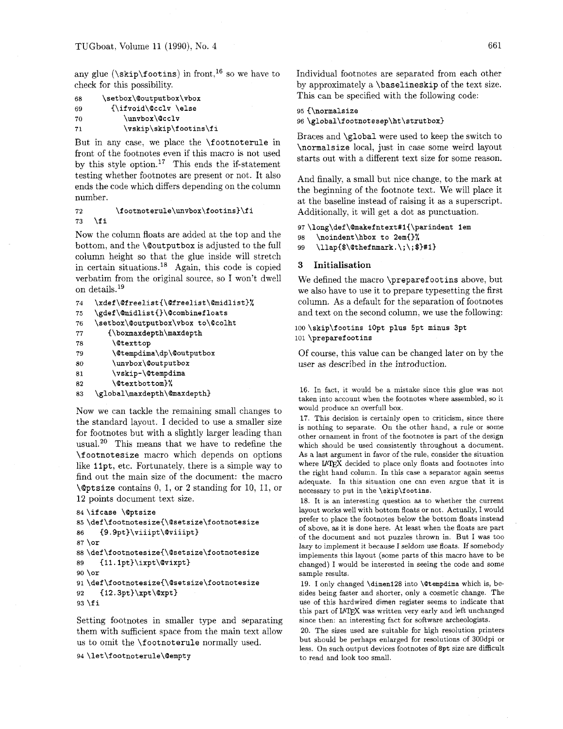any glue (`\skip\footins`) in front,[16] so we have to check for this possibility.

```
68     \setbox\@outputbox\vbox
69       {\ifvoid\@cclv \else
70          \unvbox\@cclv
71          \vskip\skip\footins\fi
```

But in any case, we place the `\footnoterule` in front of the footnotes even if this macro is not used by this style option.[17] This ends the if-statement testing whether footnotes are present or not. It also ends the code which differs depending on the column number.

```
72          \footnoterule\unvbox\footins}\fi
73   \fi
```

Now the column floats are added at the top and the bottom, and the `\@outputbox` is adjusted to the full column height so that the glue inside will stretch in certain situations.[18] Again, this code is copied verbatim from the original source, so I won't dwell on details.[19]

```
74   \xdef\@freelist{\@freelist\@midlist}%
75   \gdef\@midlist{}\@combinefloats
76   \setbox\@outputbox\vbox to\@colht
77      {\boxmaxdepth\maxdepth
78        \@texttop
79        \@tempdima\dp\@outputbox
80        \unvbox\@outputbox
81        \vskip-\@tempdima
82        \@textbottom}%
83   \global\maxdepth\@maxdepth}
```

Now we can tackle the remaining small changes to the standard layout. I decided to use a smaller size for footnotes but with a slightly larger leading than usual.[20] This means that we have to redefine the `\footnotesize` macro which depends on options like `11pt`, etc. Fortunately, there is a simple way to find out the main size of the document: the macro `\@ptsize` contains 0, 1, or 2 standing for 10, 11, or 12 points document text size.

```
84 \ifcase \@ptsize
85 \def\footnotesize{\@setsize\footnotesize
86     {9.9pt}\viiipt\@viiipt}
87 \or
88 \def\footnotesize{\@setsize\footnotesize
89     {11.1pt}\ixpt\@vixpt}
90 \or
91 \def\footnotesize{\@setsize\footnotesize
92     {12.3pt}\xpt\@xpt}
93 \fi
```

Setting footnotes in smaller type and separating them with sufficient space from the main text allow us to omit the `\footnoterule` normally used.

```
94 \let\footnoterule\@empty
```

Individual footnotes are separated from each other by approximately a `\baselineskip` of the text size. This can be specified with the following code:

```
95 {\normalsize
96 \global\footnotesep\ht\strutbox}
```

Braces and `\global` were used to keep the switch to `\normalsize` local, just in case some weird layout starts out with a different text size for some reason.

And finally, a small but nice change, to the mark at the beginning of the footnote text. We will place it at the baseline instead of raising it as a superscript. Additionally, it will get a dot as punctuation.

```
97 \long\def\@makefntext#1{\parindent 1em
98    \noindent\hbox to 2em{}%
99    \llap{$\@thefnmark.\;\;$}#1}
```

## 3 Initialisation

We defined the macro `\preparefootins` above, but we also have to use it to prepare typesetting the first column. As a default for the separation of footnotes and text on the second column, we use the following:

```
100 \skip\footins 10pt plus 5pt minus 3pt
101 \preparefootins
```

Of course, this value can be changed later on by the user as described in the introduction.

---

16. In fact, it would be a mistake since this glue was not taken into account when the footnotes where assembled, so it would produce an overfull box.

17. This decision is certainly open to criticism, since there is nothing to separate. On the other hand, a rule or some other ornament in front of the footnotes is part of the design which should be used consistently throughout a document. As a last argument in favor of the rule, consider the situation where LaTeX decided to place only floats and footnotes into the right hand column. In this case a separator again seems adequate. In this situation one can even argue that it is necessary to put in the `\skip\footins`.

18. It is an interesting question as to whether the current layout works well with bottom floats or not. Actually, I would prefer to place the footnotes below the bottom floats instead of above, as it is done here. At least when the floats are part of the document and not puzzles thrown in. But I was too lazy to implement it because I seldom use floats. If somebody implements this layout (some parts of this macro have to be changed) I would be interested in seeing the code and some sample results.

19. I only changed `\dimen128` into `\@tempdima` which is, besides being faster and shorter, only a cosmetic change. The use of this hardwired dimen register seems to indicate that this part of LaTeX was written very early and left unchanged since then: an interesting fact for software archeologists.

20. The sizes used are suitable for high resolution printers but should be perhaps enlarged for resolutions of 300dpi or less. On such output devices footnotes of 8pt size are difficult to read and look too small.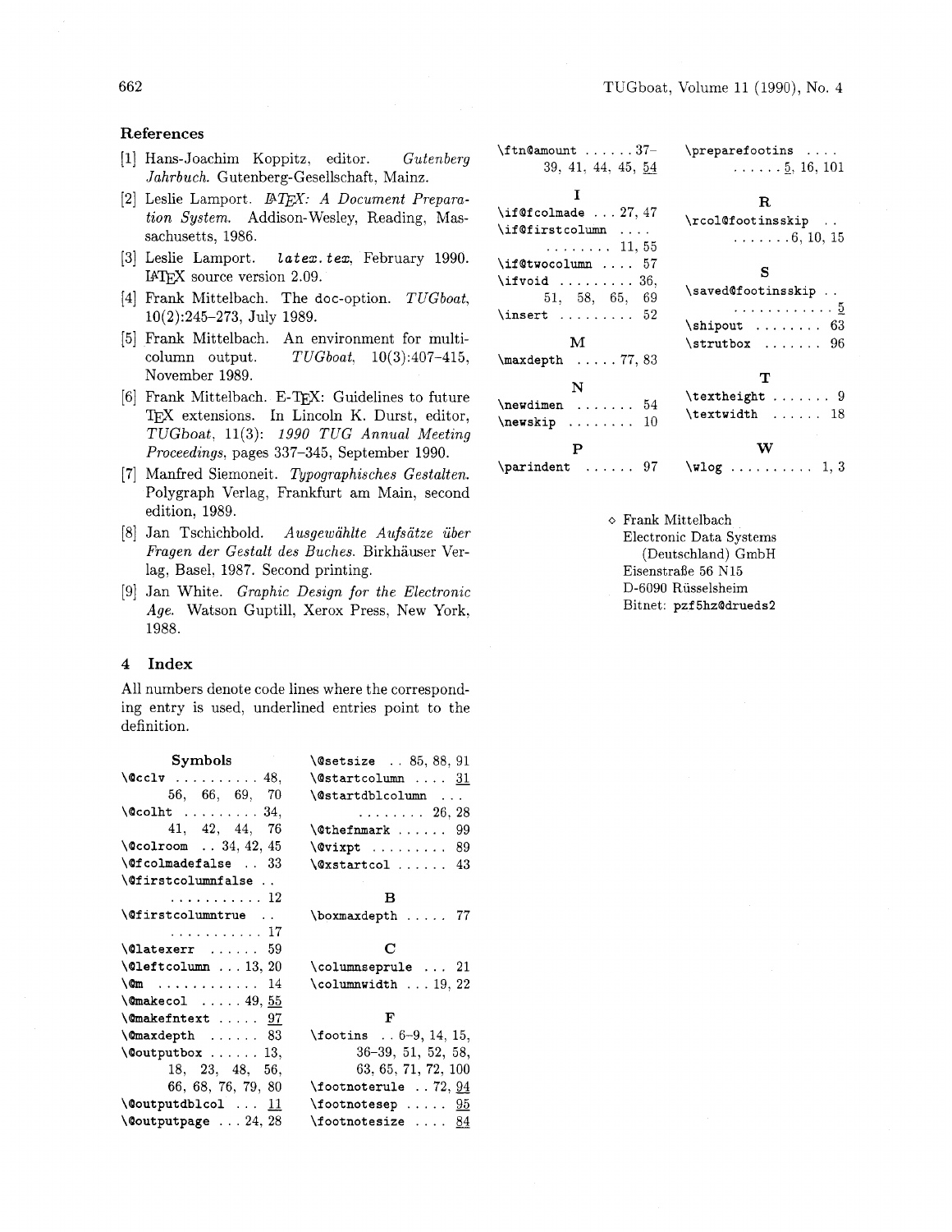## References

[1] Hans-Joachim Koppitz, editor. *Gutenberg Jahrbuch.* Gutenberg-Gesellschaft, Mainz.

[2] Leslie Lamport. *LaTeX: A Document Preparation System.* Addison-Wesley, Reading, Massachusetts, 1986.

[3] Leslie Lamport. *latex.tex*, February 1990. LaTeX source version 2.09.

[4] Frank Mittelbach. The doc-option. *TUGboat*, 10(2):245–273, July 1989.

[5] Frank Mittelbach. An environment for multicolumn output. *TUGboat*, 10(3):407–415, November 1989.

[6] Frank Mittelbach. E-TeX: Guidelines to future TeX extensions. In Lincoln K. Durst, editor, *TUGboat*, 11(3): *1990 TUG Annual Meeting Proceedings*, pages 337–345, September 1990.

[7] Manfred Siemoneit. *Typographisches Gestalten.* Polygraph Verlag, Frankfurt am Main, second edition, 1989.

[8] Jan Tschichbold. *Ausgewählte Aufsätze über Fragen der Gestalt des Buches.* Birkhäuser Verlag, Basel, 1987. Second printing.

[9] Jan White. *Graphic Design for the Electronic Age.* Watson Guptill, Xerox Press, New York, 1988.

## 4 Index

All numbers denote code lines where the corresponding entry is used, underlined entries point to the definition.

**Symbols**

`\@cclv` . . . 48, 56, 66, 69, 70
`\@colht` . . . 34, 41, 42, 44, 76
`\@colroom` . . 34, 42, 45
`\@fcolmadefalse` . . 33
`\@firstcolumnfalse` . . . 12
`\@firstcolumntrue` . . . 17
`\@latexerr` . . . 59
`\@leftcolumn` . . . 13, 20
`\@m` . . . 14
`\@makecol` . . . 49, <u>55</u>
`\@makefntext` . . . <u>97</u>
`\@maxdepth` . . . 83
`\@outputbox` . . . 13, 18, 23, 48, 56, 66, 68, 76, 79, 80
`\@outputdblcol` . . . <u>11</u>
`\@outputpage` . . . 24, 28
`\@setsize` . . 85, 88, 91
`\@startcolumn` . . . <u>31</u>
`\@startdblcolumn` . . . 26, 28
`\@thefnmark` . . . 99
`\@vixpt` . . . 89
`\@xstartcol` . . . 43

**B**

`\boxmaxdepth` . . . 77

**C**

`\columnseprule` . . . 21
`\columnwidth` . . . 19, 22

**F**

`\footins` . . 6–9, 14, 15, 36–39, 51, 52, 58, 63, 65, 71, 72, 100
`\footnoterule` . . 72, <u>94</u>
`\footnotesep` . . . <u>95</u>
`\footnotesize` . . . <u>84</u>
`\ftn@amount` . . . 37–39, 41, 44, 45, <u>54</u>

**I**

`\if@fcolmade` . . . 27, 47
`\if@firstcolumn` . . . 11, 55
`\if@twocolumn` . . . 57
`\ifvoid` . . . 36, 51, 58, 65, 69
`\insert` . . . 52

**M**

`\maxdepth` . . . 77, 83

**N**

`\newdimen` . . . 54
`\newskip` . . . 10

**P**

`\parindent` . . . 97
`\preparefootins` . . . <u>5</u>, 16, 101

**R**

`\rcol@footinsskip` . . . 6, 10, 15

**S**

`\saved@footinsskip` . . . <u>5</u>
`\shipout` . . . 63
`\strutbox` . . . 96

**T**

`\textheight` . . . 9
`\textwidth` . . . 18

**W**

`\wlog` . . . 1, 3

◇ Frank Mittelbach
Electronic Data Systems (Deutschland) GmbH
Eisenstraße 56 N15
D-6090 Rüsselsheim
Bitnet: `pzf5hz@drueds2`